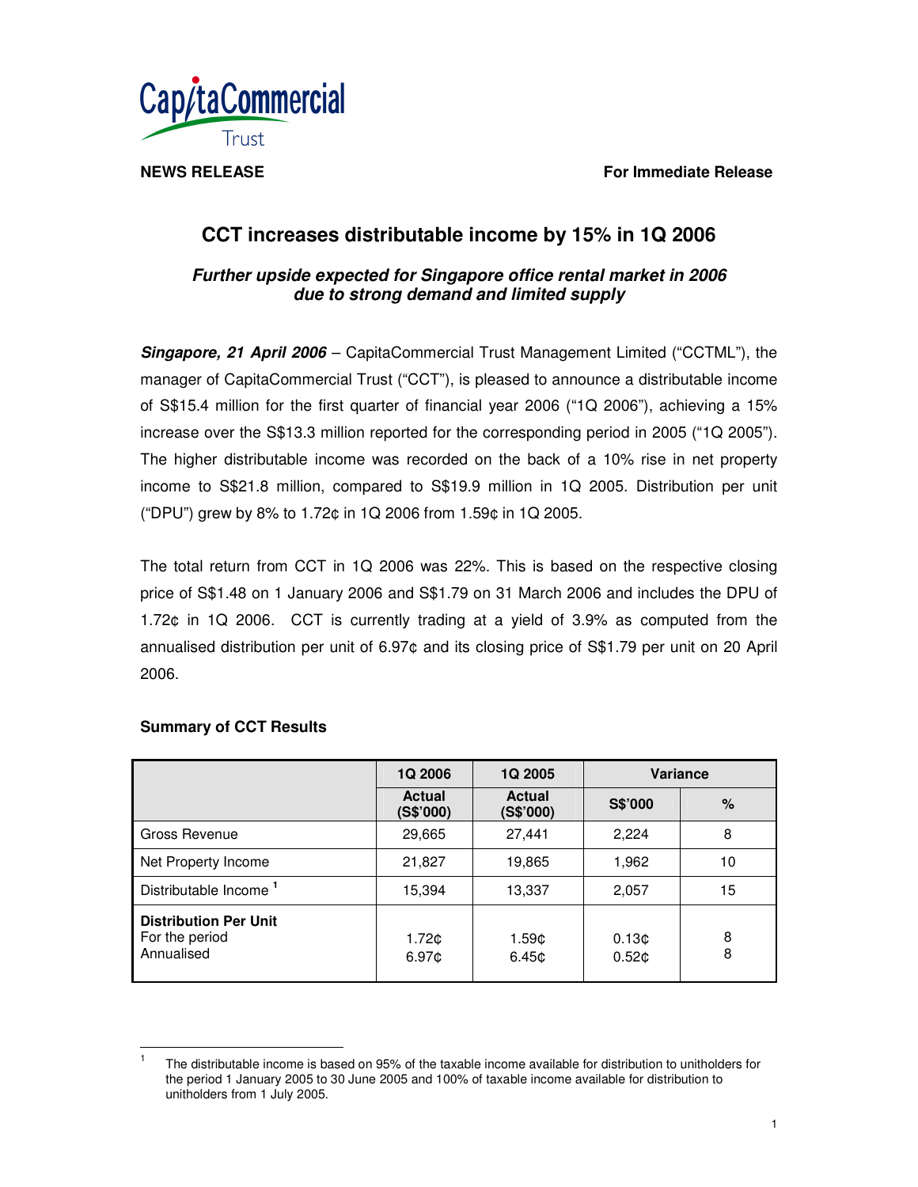CapitaCommercial Trust

**NEWS RELEASE** **For Immediate Release**

# CCT increases distributable income by 15% in 1Q 2006

## *Further upside expected for Singapore office rental market in 2006 due to strong demand and limited supply*

***Singapore, 21 April 2006*** – CapitaCommercial Trust Management Limited ("CCTML"), the manager of CapitaCommercial Trust ("CCT"), is pleased to announce a distributable income of S$15.4 million for the first quarter of financial year 2006 ("1Q 2006"), achieving a 15% increase over the S$13.3 million reported for the corresponding period in 2005 ("1Q 2005"). The higher distributable income was recorded on the back of a 10% rise in net property income to S$21.8 million, compared to S$19.9 million in 1Q 2005. Distribution per unit ("DPU") grew by 8% to 1.72¢ in 1Q 2006 from 1.59¢ in 1Q 2005.

The total return from CCT in 1Q 2006 was 22%. This is based on the respective closing price of S$1.48 on 1 January 2006 and S$1.79 on 31 March 2006 and includes the DPU of 1.72¢ in 1Q 2006. CCT is currently trading at a yield of 3.9% as computed from the annualised distribution per unit of 6.97¢ and its closing price of S$1.79 per unit on 20 April 2006.

**Summary of CCT Results**

| | 1Q 2006 | 1Q 2005 | Variance | |
|---|---|---|---|---|
| | Actual (S$'000) | Actual (S$'000) | S$'000 | % |
| Gross Revenue | 29,665 | 27,441 | 2,224 | 8 |
| Net Property Income | 21,827 | 19,865 | 1,962 | 10 |
| Distributable Income [1] | 15,394 | 13,337 | 2,057 | 15 |
| **Distribution Per Unit** | | | | |
| For the period | 1.72¢ | 1.59¢ | 0.13¢ | 8 |
| Annualised | 6.97¢ | 6.45¢ | 0.52¢ | 8 |

[1] The distributable income is based on 95% of the taxable income available for distribution to unitholders for the period 1 January 2005 to 30 June 2005 and 100% of taxable income available for distribution to unitholders from 1 July 2005.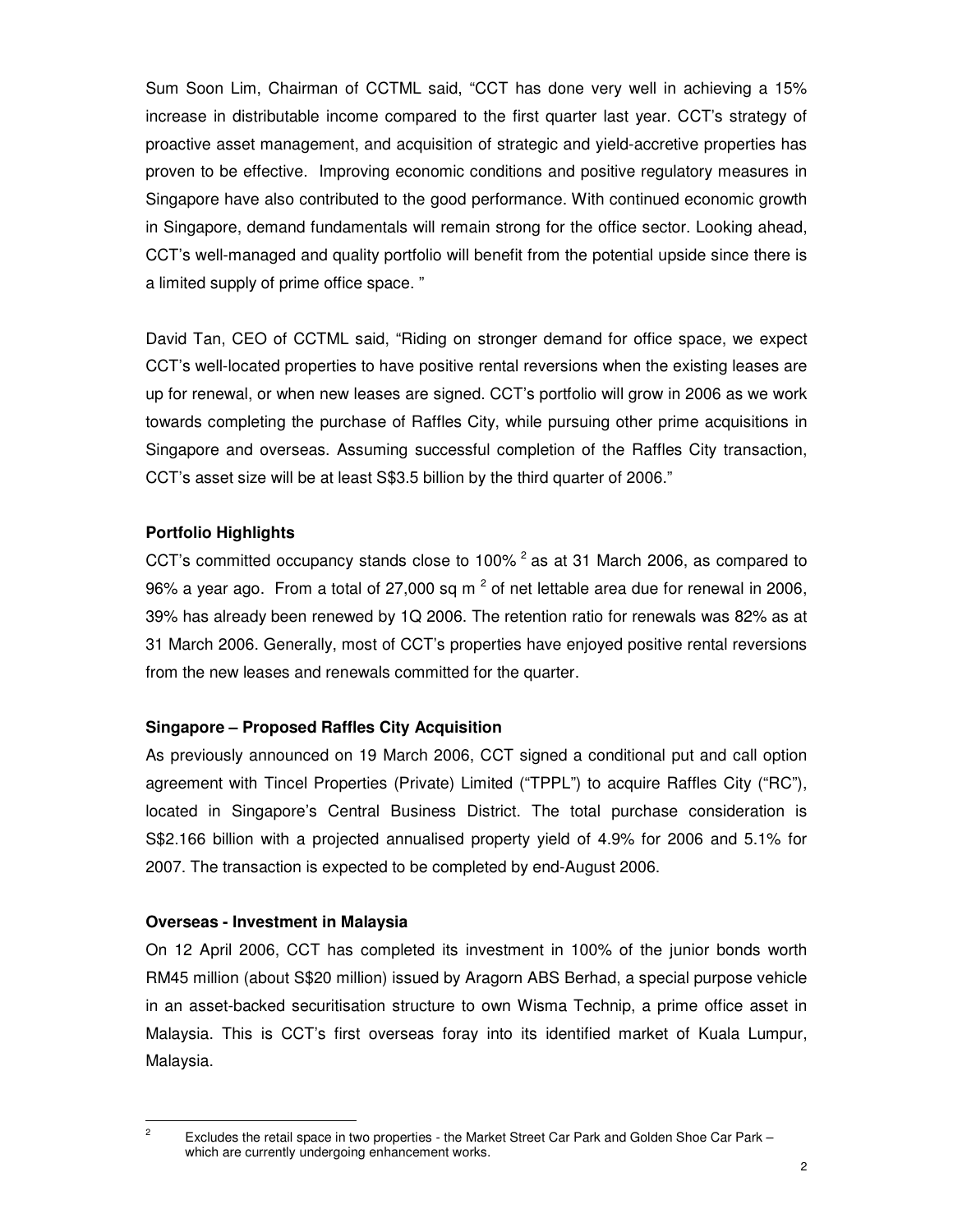Sum Soon Lim, Chairman of CCTML said, "CCT has done very well in achieving a 15% increase in distributable income compared to the first quarter last year. CCT's strategy of proactive asset management, and acquisition of strategic and yield-accretive properties has proven to be effective. Improving economic conditions and positive regulatory measures in Singapore have also contributed to the good performance. With continued economic growth in Singapore, demand fundamentals will remain strong for the office sector. Looking ahead, CCT's well-managed and quality portfolio will benefit from the potential upside since there is a limited supply of prime office space. "

David Tan, CEO of CCTML said, "Riding on stronger demand for office space, we expect CCT's well-located properties to have positive rental reversions when the existing leases are up for renewal, or when new leases are signed. CCT's portfolio will grow in 2006 as we work towards completing the purchase of Raffles City, while pursuing other prime acquisitions in Singapore and overseas. Assuming successful completion of the Raffles City transaction, CCT's asset size will be at least S$3.5 billion by the third quarter of 2006."

**Portfolio Highlights**

CCT's committed occupancy stands close to 100% [2] as at 31 March 2006, as compared to 96% a year ago. From a total of 27,000 sq m [2] of net lettable area due for renewal in 2006, 39% has already been renewed by 1Q 2006. The retention ratio for renewals was 82% as at 31 March 2006. Generally, most of CCT's properties have enjoyed positive rental reversions from the new leases and renewals committed for the quarter.

**Singapore – Proposed Raffles City Acquisition**

As previously announced on 19 March 2006, CCT signed a conditional put and call option agreement with Tincel Properties (Private) Limited ("TPPL") to acquire Raffles City ("RC"), located in Singapore's Central Business District. The total purchase consideration is S$2.166 billion with a projected annualised property yield of 4.9% for 2006 and 5.1% for 2007. The transaction is expected to be completed by end-August 2006.

**Overseas - Investment in Malaysia**

On 12 April 2006, CCT has completed its investment in 100% of the junior bonds worth RM45 million (about S$20 million) issued by Aragorn ABS Berhad, a special purpose vehicle in an asset-backed securitisation structure to own Wisma Technip, a prime office asset in Malaysia. This is CCT's first overseas foray into its identified market of Kuala Lumpur, Malaysia.

[2] Excludes the retail space in two properties - the Market Street Car Park and Golden Shoe Car Park – which are currently undergoing enhancement works.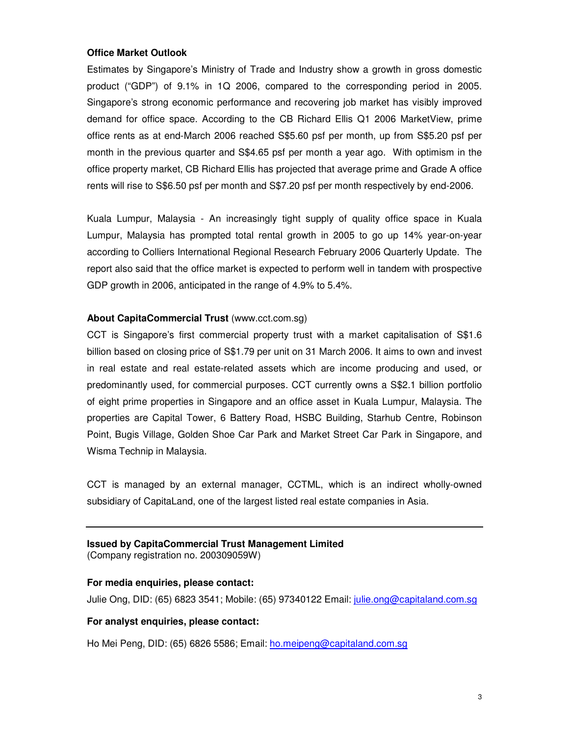**Office Market Outlook**

Estimates by Singapore's Ministry of Trade and Industry show a growth in gross domestic product ("GDP") of 9.1% in 1Q 2006, compared to the corresponding period in 2005. Singapore's strong economic performance and recovering job market has visibly improved demand for office space. According to the CB Richard Ellis Q1 2006 MarketView, prime office rents as at end-March 2006 reached S$5.60 psf per month, up from S$5.20 psf per month in the previous quarter and S$4.65 psf per month a year ago. With optimism in the office property market, CB Richard Ellis has projected that average prime and Grade A office rents will rise to S$6.50 psf per month and S$7.20 psf per month respectively by end-2006.

Kuala Lumpur, Malaysia - An increasingly tight supply of quality office space in Kuala Lumpur, Malaysia has prompted total rental growth in 2005 to go up 14% year-on-year according to Colliers International Regional Research February 2006 Quarterly Update. The report also said that the office market is expected to perform well in tandem with prospective GDP growth in 2006, anticipated in the range of 4.9% to 5.4%.

**About CapitaCommercial Trust** (www.cct.com.sg)

CCT is Singapore's first commercial property trust with a market capitalisation of S$1.6 billion based on closing price of S$1.79 per unit on 31 March 2006. It aims to own and invest in real estate and real estate-related assets which are income producing and used, or predominantly used, for commercial purposes. CCT currently owns a S$2.1 billion portfolio of eight prime properties in Singapore and an office asset in Kuala Lumpur, Malaysia. The properties are Capital Tower, 6 Battery Road, HSBC Building, Starhub Centre, Robinson Point, Bugis Village, Golden Shoe Car Park and Market Street Car Park in Singapore, and Wisma Technip in Malaysia.

CCT is managed by an external manager, CCTML, which is an indirect wholly-owned subsidiary of CapitaLand, one of the largest listed real estate companies in Asia.

---

**Issued by CapitaCommercial Trust Management Limited**
(Company registration no. 200309059W)

**For media enquiries, please contact:**

Julie Ong, DID: (65) 6823 3541; Mobile: (65) 97340122 Email: julie.ong@capitaland.com.sg

**For analyst enquiries, please contact:**

Ho Mei Peng, DID: (65) 6826 5586; Email: ho.meipeng@capitaland.com.sg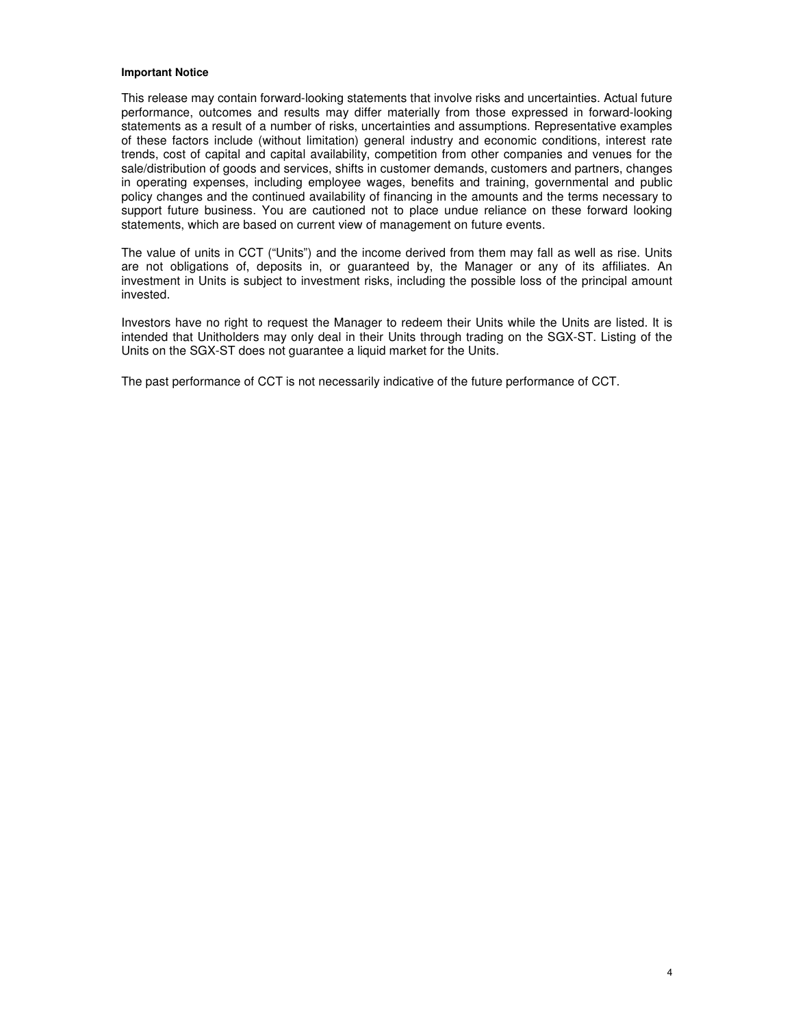**Important Notice**

This release may contain forward-looking statements that involve risks and uncertainties. Actual future performance, outcomes and results may differ materially from those expressed in forward-looking statements as a result of a number of risks, uncertainties and assumptions. Representative examples of these factors include (without limitation) general industry and economic conditions, interest rate trends, cost of capital and capital availability, competition from other companies and venues for the sale/distribution of goods and services, shifts in customer demands, customers and partners, changes in operating expenses, including employee wages, benefits and training, governmental and public policy changes and the continued availability of financing in the amounts and the terms necessary to support future business. You are cautioned not to place undue reliance on these forward looking statements, which are based on current view of management on future events.

The value of units in CCT ("Units") and the income derived from them may fall as well as rise. Units are not obligations of, deposits in, or guaranteed by, the Manager or any of its affiliates. An investment in Units is subject to investment risks, including the possible loss of the principal amount invested.

Investors have no right to request the Manager to redeem their Units while the Units are listed. It is intended that Unitholders may only deal in their Units through trading on the SGX-ST. Listing of the Units on the SGX-ST does not guarantee a liquid market for the Units.

The past performance of CCT is not necessarily indicative of the future performance of CCT.